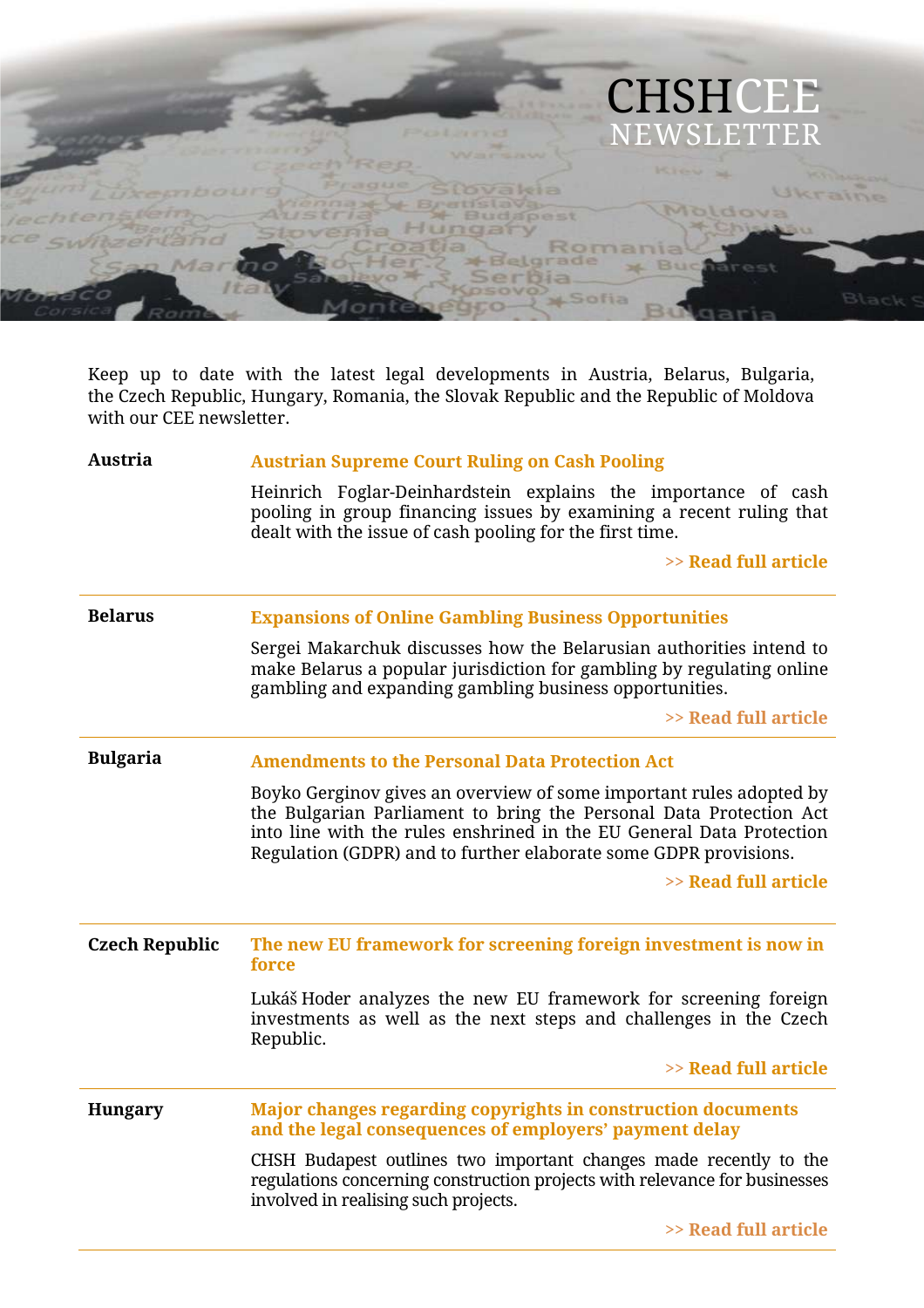# CHSHCEE NEWSLETTER

Keep up to date with the latest legal developments in Austria, Belarus, Bulgaria, the Czech Republic, Hungary, Romania, the Slovak Republic and the Republic of Moldova with our CEE newsletter.

**Austria**

**Austrian Supreme Court Ruling on Cash Pooling**

Heinrich Foglar-Deinhardstein explains the importance of cash pooling in group financing issues by examining a recent ruling that dealt with the issue of cash pooling for the first time.

>> **Read full article**

---

**Belarus**

**Expansions of Online Gambling Business Opportunities**

Sergei Makarchuk discusses how the Belarusian authorities intend to make Belarus a popular jurisdiction for gambling by regulating online gambling and expanding gambling business opportunities.

>> **Read full article**

---

**Bulgaria**

**Amendments to the Personal Data Protection Act**

Boyko Gerginov gives an overview of some important rules adopted by the Bulgarian Parliament to bring the Personal Data Protection Act into line with the rules enshrined in the EU General Data Protection Regulation (GDPR) and to further elaborate some GDPR provisions.

>> **Read full article**

---

**Czech Republic**

**The new EU framework for screening foreign investment is now in force**

Lukáš Hoder analyzes the new EU framework for screening foreign investments as well as the next steps and challenges in the Czech Republic.

>> **Read full article**

---

**Hungary**

**Major changes regarding copyrights in construction documents and the legal consequences of employers' payment delay**

CHSH Budapest outlines two important changes made recently to the regulations concerning construction projects with relevance for businesses involved in realising such projects.

>> **Read full article**

---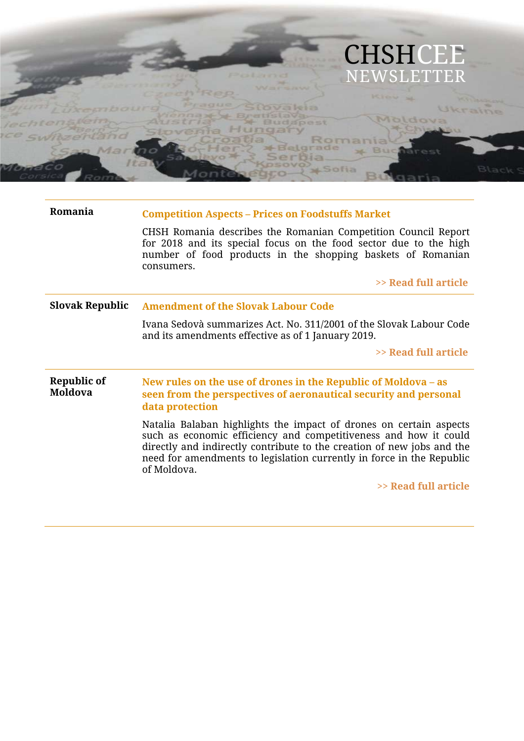| | |
|---|---|
| **Romania** | **Competition Aspects – Prices on Foodstuffs Market**<br><br>CHSH Romania describes the Romanian Competition Council Report for 2018 and its special focus on the food sector due to the high number of food products in the shopping baskets of Romanian consumers.<br><br>**>> Read full article** |
| **Slovak Republic** | **Amendment of the Slovak Labour Code**<br><br>Ivana Sedovà summarizes Act. No. 311/2001 of the Slovak Labour Code and its amendments effective as of 1 January 2019.<br><br>**>> Read full article** |
| **Republic of Moldova** | **New rules on the use of drones in the Republic of Moldova – as seen from the perspectives of aeronautical security and personal data protection**<br><br>Natalia Balaban highlights the impact of drones on certain aspects such as economic efficiency and competitiveness and how it could directly and indirectly contribute to the creation of new jobs and the need for amendments to legislation currently in force in the Republic of Moldova.<br><br>**>> Read full article** |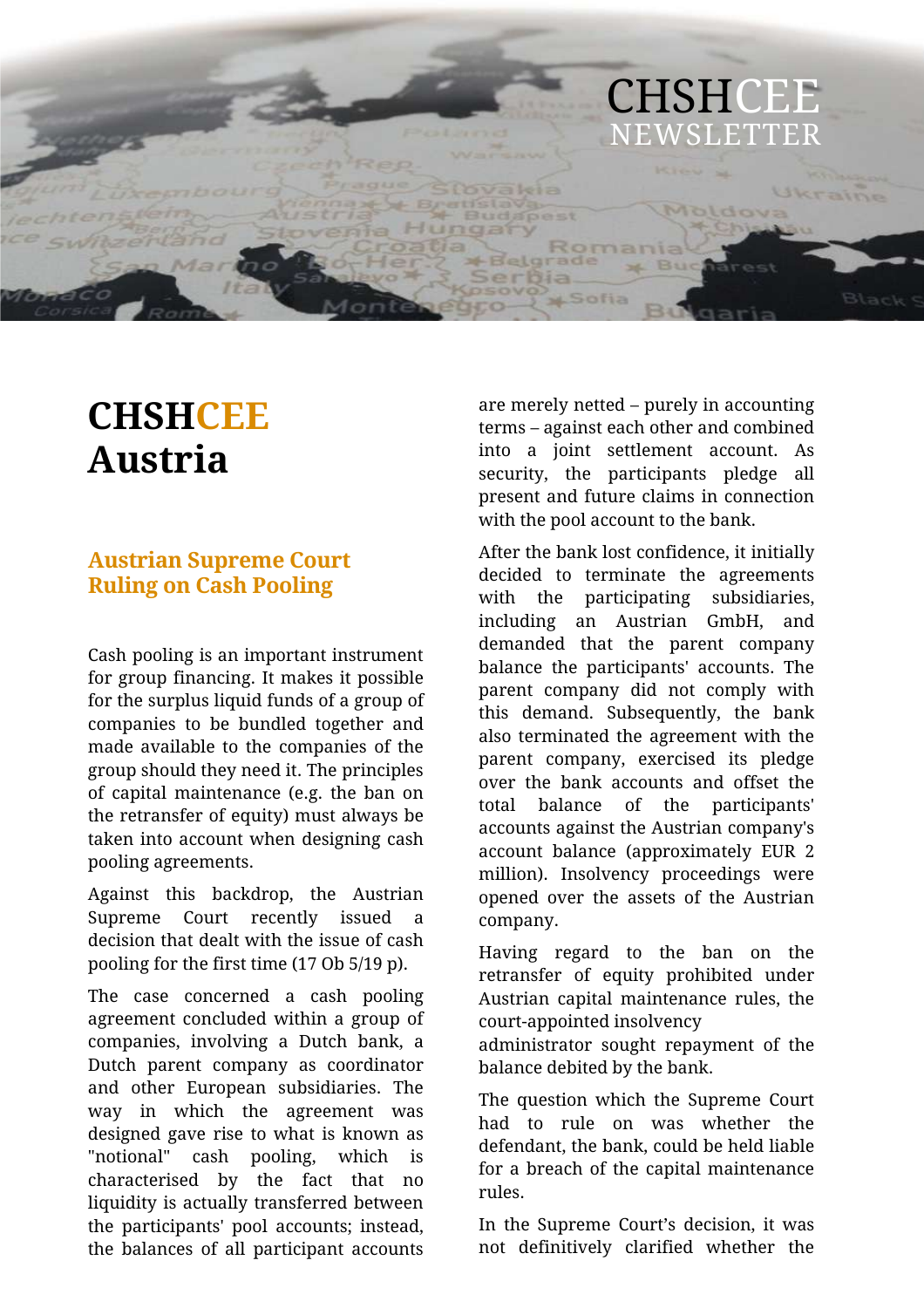# CHSHCEE Austria

## Austrian Supreme Court Ruling on Cash Pooling

Cash pooling is an important instrument for group financing. It makes it possible for the surplus liquid funds of a group of companies to be bundled together and made available to the companies of the group should they need it. The principles of capital maintenance (e.g. the ban on the retransfer of equity) must always be taken into account when designing cash pooling agreements.

Against this backdrop, the Austrian Supreme Court recently issued a decision that dealt with the issue of cash pooling for the first time (17 Ob 5/19 p).

The case concerned a cash pooling agreement concluded within a group of companies, involving a Dutch bank, a Dutch parent company as coordinator and other European subsidiaries. The way in which the agreement was designed gave rise to what is known as "notional" cash pooling, which is characterised by the fact that no liquidity is actually transferred between the participants' pool accounts; instead, the balances of all participant accounts are merely netted – purely in accounting terms – against each other and combined into a joint settlement account. As security, the participants pledge all present and future claims in connection with the pool account to the bank.

After the bank lost confidence, it initially decided to terminate the agreements with the participating subsidiaries, including an Austrian GmbH, and demanded that the parent company balance the participants' accounts. The parent company did not comply with this demand. Subsequently, the bank also terminated the agreement with the parent company, exercised its pledge over the bank accounts and offset the total balance of the participants' accounts against the Austrian company's account balance (approximately EUR 2 million). Insolvency proceedings were opened over the assets of the Austrian company.

Having regard to the ban on the retransfer of equity prohibited under Austrian capital maintenance rules, the court-appointed insolvency administrator sought repayment of the balance debited by the bank.

The question which the Supreme Court had to rule on was whether the defendant, the bank, could be held liable for a breach of the capital maintenance rules.

In the Supreme Court's decision, it was not definitively clarified whether the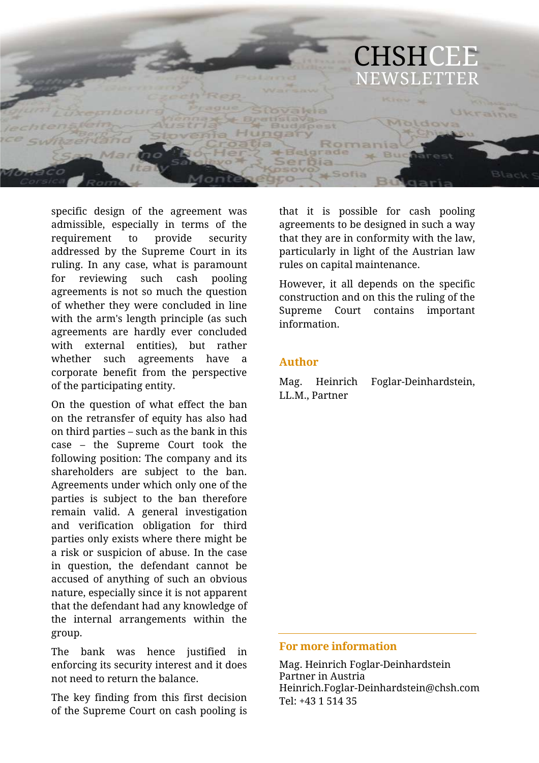specific design of the agreement was admissible, especially in terms of the requirement to provide security addressed by the Supreme Court in its ruling. In any case, what is paramount for reviewing such cash pooling agreements is not so much the question of whether they were concluded in line with the arm's length principle (as such agreements are hardly ever concluded with external entities), but rather whether such agreements have a corporate benefit from the perspective of the participating entity.

On the question of what effect the ban on the retransfer of equity has also had on third parties – such as the bank in this case – the Supreme Court took the following position: The company and its shareholders are subject to the ban. Agreements under which only one of the parties is subject to the ban therefore remain valid. A general investigation and verification obligation for third parties only exists where there might be a risk or suspicion of abuse. In the case in question, the defendant cannot be accused of anything of such an obvious nature, especially since it is not apparent that the defendant had any knowledge of the internal arrangements within the group.

The bank was hence justified in enforcing its security interest and it does not need to return the balance.

The key finding from this first decision of the Supreme Court on cash pooling is that it is possible for cash pooling agreements to be designed in such a way that they are in conformity with the law, particularly in light of the Austrian law rules on capital maintenance.

However, it all depends on the specific construction and on this the ruling of the Supreme Court contains important information.

### Author

Mag. Heinrich Foglar-Deinhardstein, LL.M., Partner

### For more information

Mag. Heinrich Foglar-Deinhardstein
Partner in Austria
Heinrich.Foglar-Deinhardstein@chsh.com
Tel: +43 1 514 35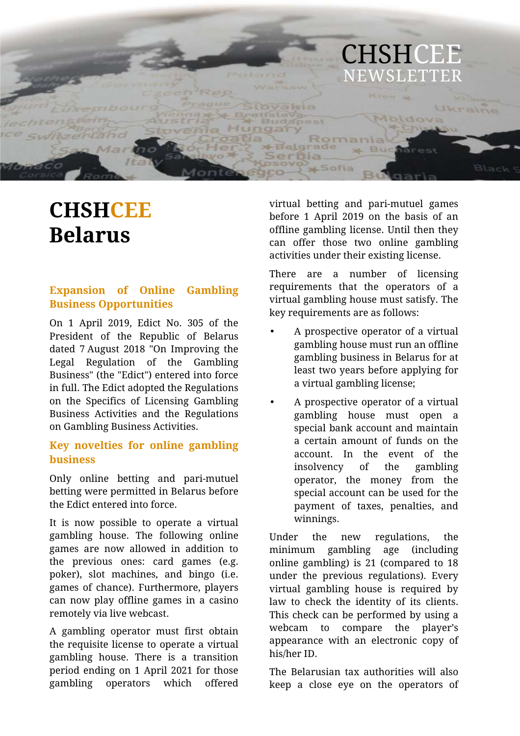# CHSHCEE Belarus

## Expansion of Online Gambling Business Opportunities

On 1 April 2019, Edict No. 305 of the President of the Republic of Belarus dated 7 August 2018 "On Improving the Legal Regulation of the Gambling Business" (the "Edict") entered into force in full. The Edict adopted the Regulations on the Specifics of Licensing Gambling Business Activities and the Regulations on Gambling Business Activities.

## Key novelties for online gambling business

Only online betting and pari-mutuel betting were permitted in Belarus before the Edict entered into force.

It is now possible to operate a virtual gambling house. The following online games are now allowed in addition to the previous ones: card games (e.g. poker), slot machines, and bingo (i.e. games of chance). Furthermore, players can now play offline games in a casino remotely via live webcast.

A gambling operator must first obtain the requisite license to operate a virtual gambling house. There is a transition period ending on 1 April 2021 for those gambling operators which offered virtual betting and pari-mutuel games before 1 April 2019 on the basis of an offline gambling license. Until then they can offer those two online gambling activities under their existing license.

There are a number of licensing requirements that the operators of a virtual gambling house must satisfy. The key requirements are as follows:

- A prospective operator of a virtual gambling house must run an offline gambling business in Belarus for at least two years before applying for a virtual gambling license;
- A prospective operator of a virtual gambling house must open a special bank account and maintain a certain amount of funds on the account. In the event of the insolvency of the gambling operator, the money from the special account can be used for the payment of taxes, penalties, and winnings.

Under the new regulations, the minimum gambling age (including online gambling) is 21 (compared to 18 under the previous regulations). Every virtual gambling house is required by law to check the identity of its clients. This check can be performed by using a webcam to compare the player's appearance with an electronic copy of his/her ID.

The Belarusian tax authorities will also keep a close eye on the operators of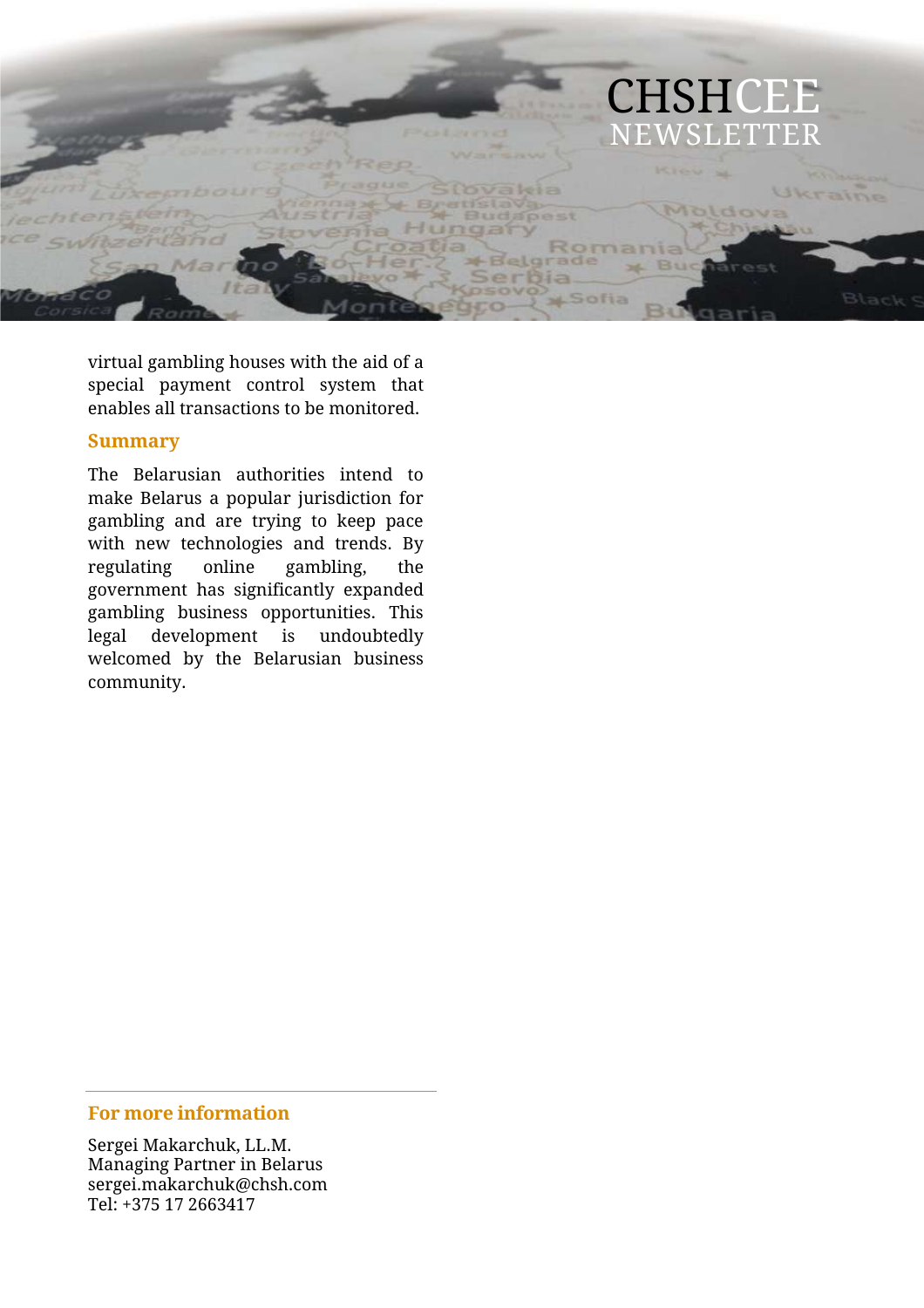virtual gambling houses with the aid of a special payment control system that enables all transactions to be monitored.

### Summary

The Belarusian authorities intend to make Belarus a popular jurisdiction for gambling and are trying to keep pace with new technologies and trends. By regulating online gambling, the government has significantly expanded gambling business opportunities. This legal development is undoubtedly welcomed by the Belarusian business community.

---

### For more information

Sergei Makarchuk, LL.M.
Managing Partner in Belarus
sergei.makarchuk@chsh.com
Tel: +375 17 2663417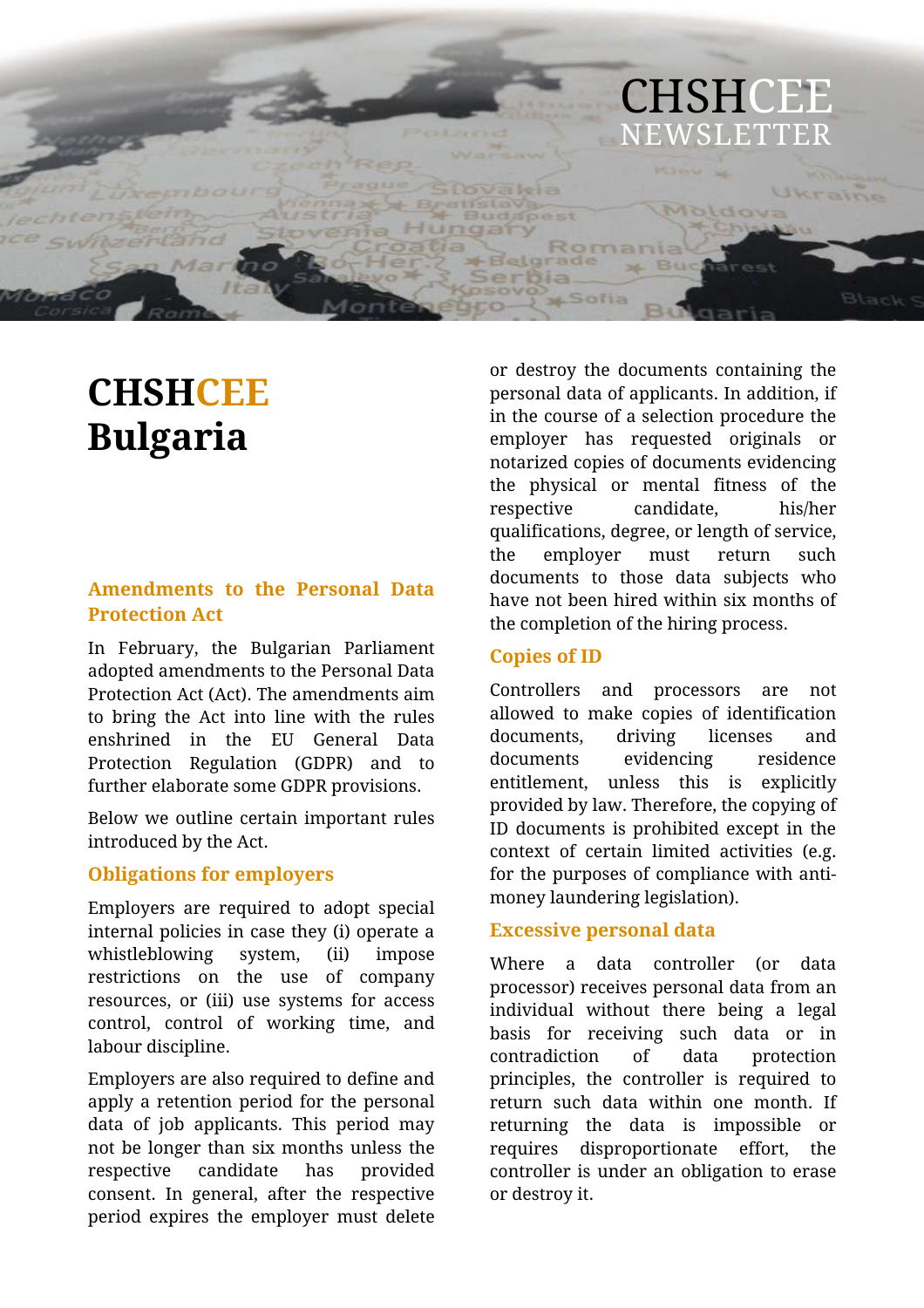# CHSHCEE Bulgaria

## Amendments to the Personal Data Protection Act

In February, the Bulgarian Parliament adopted amendments to the Personal Data Protection Act (Act). The amendments aim to bring the Act into line with the rules enshrined in the EU General Data Protection Regulation (GDPR) and to further elaborate some GDPR provisions.

Below we outline certain important rules introduced by the Act.

### Obligations for employers

Employers are required to adopt special internal policies in case they (i) operate a whistleblowing system, (ii) impose restrictions on the use of company resources, or (iii) use systems for access control, control of working time, and labour discipline.

Employers are also required to define and apply a retention period for the personal data of job applicants. This period may not be longer than six months unless the respective candidate has provided consent. In general, after the respective period expires the employer must delete or destroy the documents containing the personal data of applicants. In addition, if in the course of a selection procedure the employer has requested originals or notarized copies of documents evidencing the physical or mental fitness of the respective candidate, his/her qualifications, degree, or length of service, the employer must return such documents to those data subjects who have not been hired within six months of the completion of the hiring process.

### Copies of ID

Controllers and processors are not allowed to make copies of identification documents, driving licenses and documents evidencing residence entitlement, unless this is explicitly provided by law. Therefore, the copying of ID documents is prohibited except in the context of certain limited activities (e.g. for the purposes of compliance with anti-money laundering legislation).

### Excessive personal data

Where a data controller (or data processor) receives personal data from an individual without there being a legal basis for receiving such data or in contradiction of data protection principles, the controller is required to return such data within one month. If returning the data is impossible or requires disproportionate effort, the controller is under an obligation to erase or destroy it.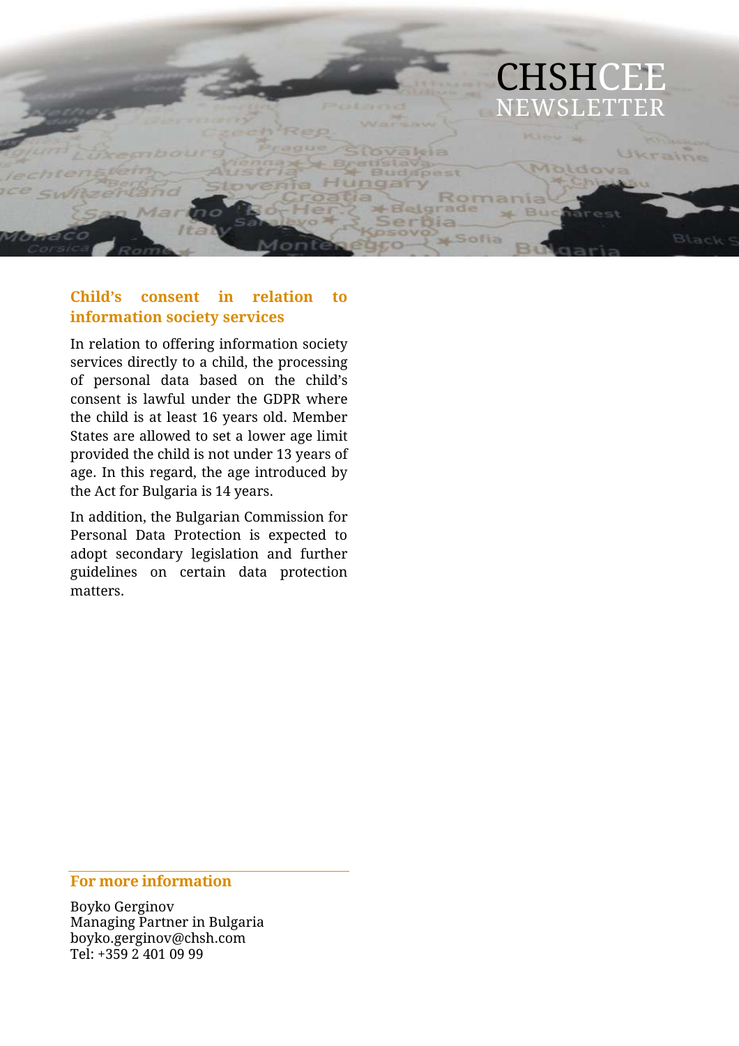### Child's consent in relation to information society services

In relation to offering information society services directly to a child, the processing of personal data based on the child's consent is lawful under the GDPR where the child is at least 16 years old. Member States are allowed to set a lower age limit provided the child is not under 13 years of age. In this regard, the age introduced by the Act for Bulgaria is 14 years.

In addition, the Bulgarian Commission for Personal Data Protection is expected to adopt secondary legislation and further guidelines on certain data protection matters.

### For more information

Boyko Gerginov
Managing Partner in Bulgaria
boyko.gerginov@chsh.com
Tel: +359 2 401 09 99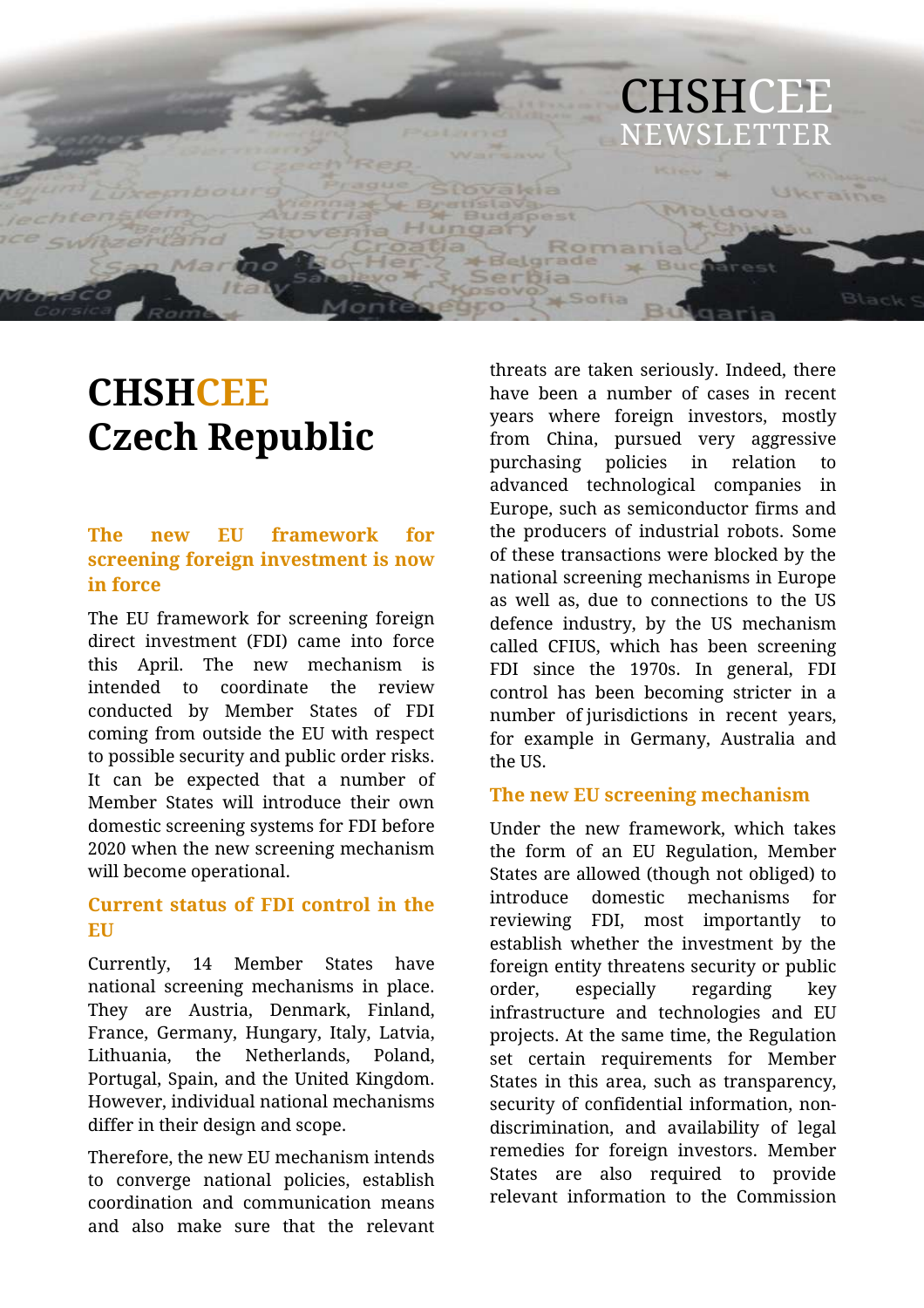# CHSHCEE Czech Republic

## The new EU framework for screening foreign investment is now in force

The EU framework for screening foreign direct investment (FDI) came into force this April. The new mechanism is intended to coordinate the review conducted by Member States of FDI coming from outside the EU with respect to possible security and public order risks. It can be expected that a number of Member States will introduce their own domestic screening systems for FDI before 2020 when the new screening mechanism will become operational.

### Current status of FDI control in the EU

Currently, 14 Member States have national screening mechanisms in place. They are Austria, Denmark, Finland, France, Germany, Hungary, Italy, Latvia, Lithuania, the Netherlands, Poland, Portugal, Spain, and the United Kingdom. However, individual national mechanisms differ in their design and scope.

Therefore, the new EU mechanism intends to converge national policies, establish coordination and communication means and also make sure that the relevant threats are taken seriously. Indeed, there have been a number of cases in recent years where foreign investors, mostly from China, pursued very aggressive purchasing policies in relation to advanced technological companies in Europe, such as semiconductor firms and the producers of industrial robots. Some of these transactions were blocked by the national screening mechanisms in Europe as well as, due to connections to the US defence industry, by the US mechanism called CFIUS, which has been screening FDI since the 1970s. In general, FDI control has been becoming stricter in a number of jurisdictions in recent years, for example in Germany, Australia and the US.

### The new EU screening mechanism

Under the new framework, which takes the form of an EU Regulation, Member States are allowed (though not obliged) to introduce domestic mechanisms for reviewing FDI, most importantly to establish whether the investment by the foreign entity threatens security or public order, especially regarding key infrastructure and technologies and EU projects. At the same time, the Regulation set certain requirements for Member States in this area, such as transparency, security of confidential information, non-discrimination, and availability of legal remedies for foreign investors. Member States are also required to provide relevant information to the Commission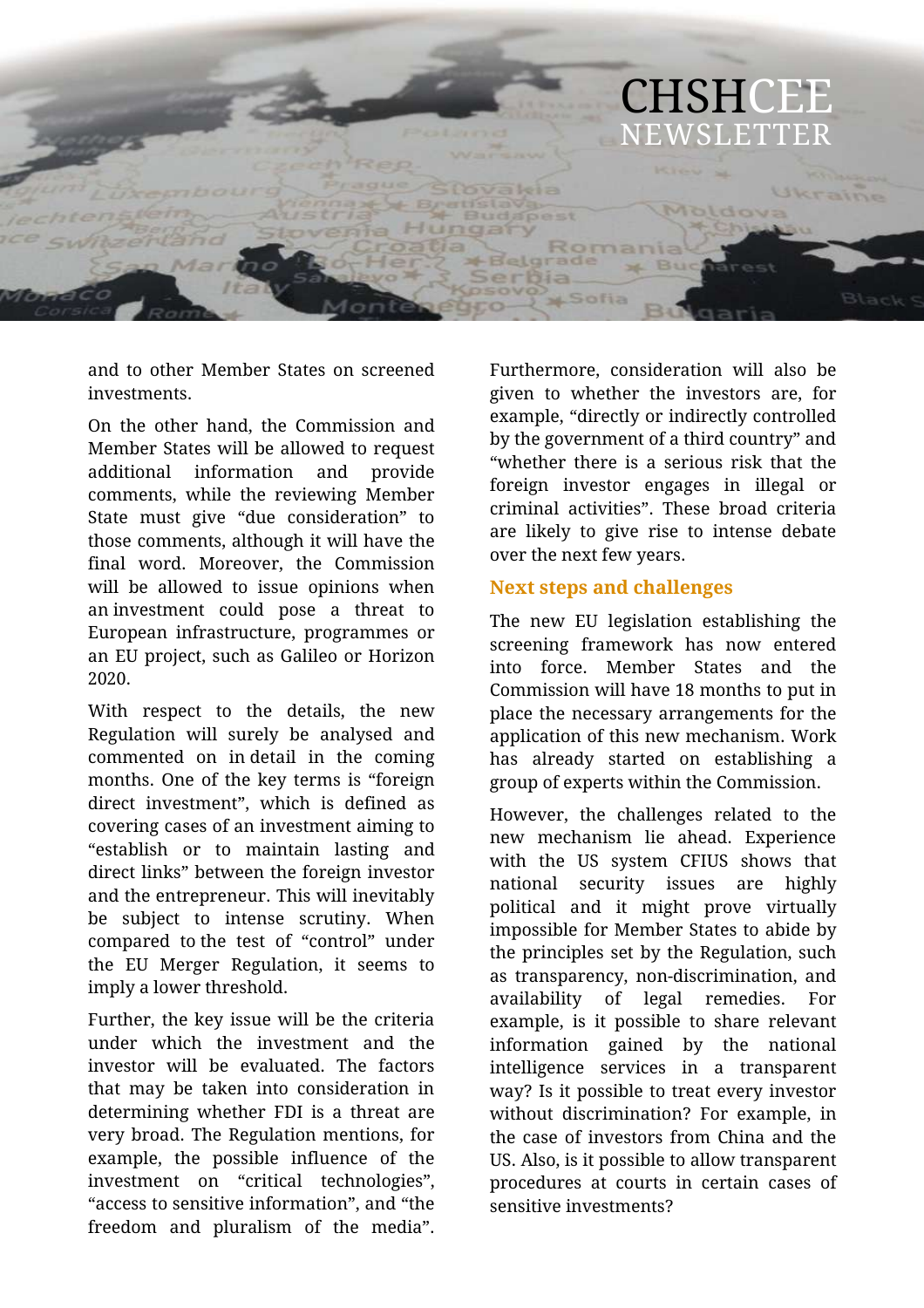and to other Member States on screened investments.

On the other hand, the Commission and Member States will be allowed to request additional information and provide comments, while the reviewing Member State must give "due consideration" to those comments, although it will have the final word. Moreover, the Commission will be allowed to issue opinions when an investment could pose a threat to European infrastructure, programmes or an EU project, such as Galileo or Horizon 2020.

With respect to the details, the new Regulation will surely be analysed and commented on in detail in the coming months. One of the key terms is "foreign direct investment", which is defined as covering cases of an investment aiming to "establish or to maintain lasting and direct links" between the foreign investor and the entrepreneur. This will inevitably be subject to intense scrutiny. When compared to the test of "control" under the EU Merger Regulation, it seems to imply a lower threshold.

Further, the key issue will be the criteria under which the investment and the investor will be evaluated. The factors that may be taken into consideration in determining whether FDI is a threat are very broad. The Regulation mentions, for example, the possible influence of the investment on "critical technologies", "access to sensitive information", and "the freedom and pluralism of the media". Furthermore, consideration will also be given to whether the investors are, for example, "directly or indirectly controlled by the government of a third country" and "whether there is a serious risk that the foreign investor engages in illegal or criminal activities". These broad criteria are likely to give rise to intense debate over the next few years.

## Next steps and challenges

The new EU legislation establishing the screening framework has now entered into force. Member States and the Commission will have 18 months to put in place the necessary arrangements for the application of this new mechanism. Work has already started on establishing a group of experts within the Commission.

However, the challenges related to the new mechanism lie ahead. Experience with the US system CFIUS shows that national security issues are highly political and it might prove virtually impossible for Member States to abide by the principles set by the Regulation, such as transparency, non-discrimination, and availability of legal remedies. For example, is it possible to share relevant information gained by the national intelligence services in a transparent way? Is it possible to treat every investor without discrimination? For example, in the case of investors from China and the US. Also, is it possible to allow transparent procedures at courts in certain cases of sensitive investments?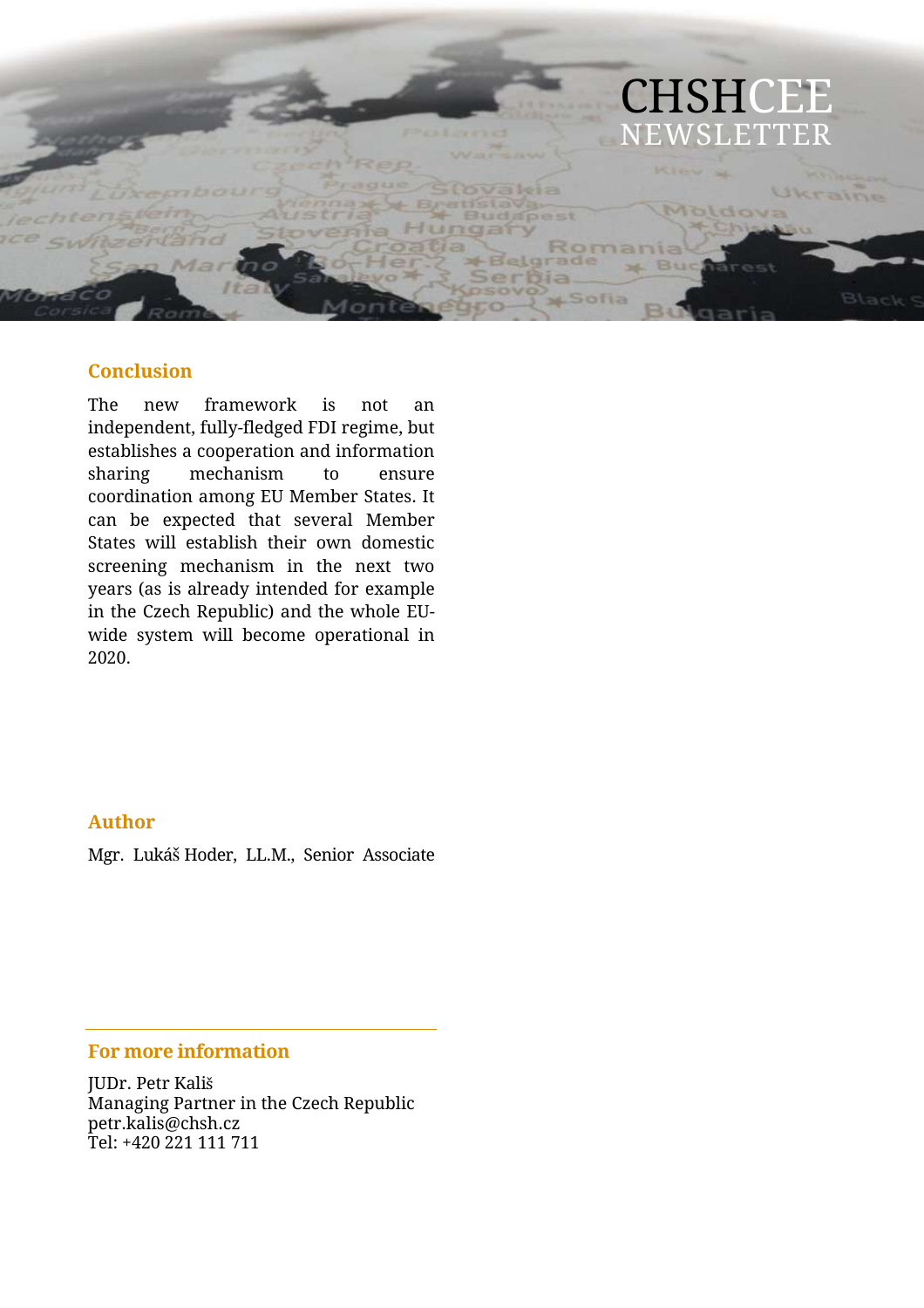## Conclusion

The new framework is not an independent, fully-fledged FDI regime, but establishes a cooperation and information sharing mechanism to ensure coordination among EU Member States. It can be expected that several Member States will establish their own domestic screening mechanism in the next two years (as is already intended for example in the Czech Republic) and the whole EU-wide system will become operational in 2020.

## Author

Mgr. Lukáš Hoder, LL.M., Senior Associate

## For more information

JUDr. Petr Kališ
Managing Partner in the Czech Republic
petr.kalis@chsh.cz
Tel: +420 221 111 711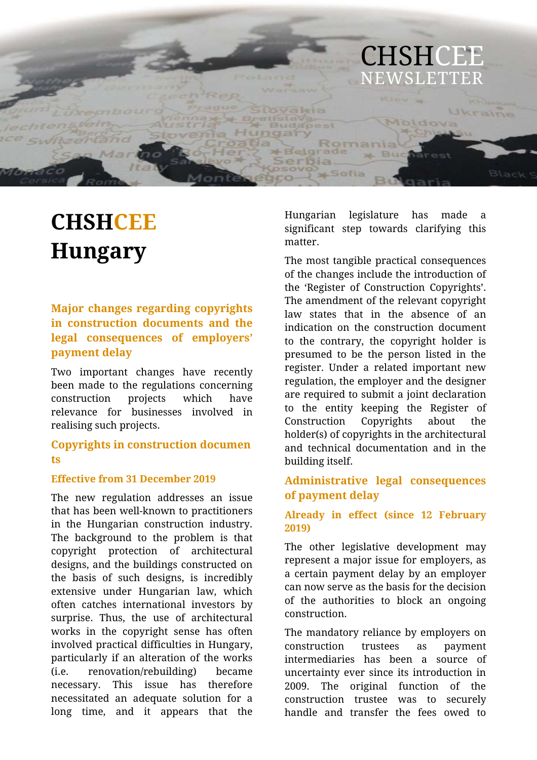# CHSHCEE Hungary

## Major changes regarding copyrights in construction documents and the legal consequences of employers' payment delay

Two important changes have recently been made to the regulations concerning construction projects which have relevance for businesses involved in realising such projects.

### Copyrights in construction documents

#### Effective from 31 December 2019

The new regulation addresses an issue that has been well-known to practitioners in the Hungarian construction industry. The background to the problem is that copyright protection of architectural designs, and the buildings constructed on the basis of such designs, is incredibly extensive under Hungarian law, which often catches international investors by surprise. Thus, the use of architectural works in the copyright sense has often involved practical difficulties in Hungary, particularly if an alteration of the works (i.e. renovation/rebuilding) became necessary. This issue has therefore necessitated an adequate solution for a long time, and it appears that the Hungarian legislature has made a significant step towards clarifying this matter.

The most tangible practical consequences of the changes include the introduction of the 'Register of Construction Copyrights'. The amendment of the relevant copyright law states that in the absence of an indication on the construction document to the contrary, the copyright holder is presumed to be the person listed in the register. Under a related important new regulation, the employer and the designer are required to submit a joint declaration to the entity keeping the Register of Construction Copyrights about the holder(s) of copyrights in the architectural and technical documentation and in the building itself.

### Administrative legal consequences of payment delay

#### Already in effect (since 12 February 2019)

The other legislative development may represent a major issue for employers, as a certain payment delay by an employer can now serve as the basis for the decision of the authorities to block an ongoing construction.

The mandatory reliance by employers on construction trustees as payment intermediaries has been a source of uncertainty ever since its introduction in 2009. The original function of the construction trustee was to securely handle and transfer the fees owed to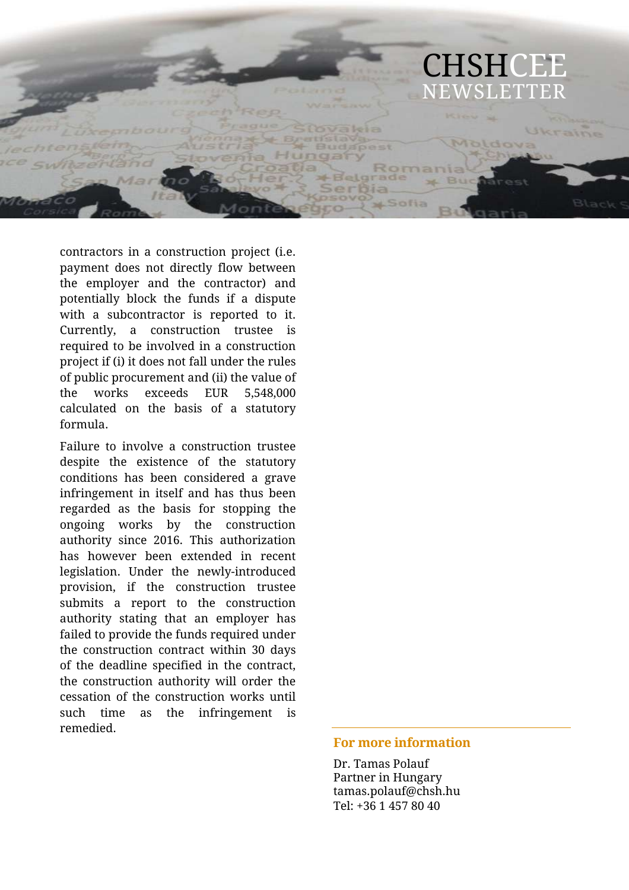contractors in a construction project (i.e. payment does not directly flow between the employer and the contractor) and potentially block the funds if a dispute with a subcontractor is reported to it. Currently, a construction trustee is required to be involved in a construction project if (i) it does not fall under the rules of public procurement and (ii) the value of the works exceeds EUR 5,548,000 calculated on the basis of a statutory formula.

Failure to involve a construction trustee despite the existence of the statutory conditions has been considered a grave infringement in itself and has thus been regarded as the basis for stopping the ongoing works by the construction authority since 2016. This authorization has however been extended in recent legislation. Under the newly-introduced provision, if the construction trustee submits a report to the construction authority stating that an employer has failed to provide the funds required under the construction contract within 30 days of the deadline specified in the contract, the construction authority will order the cessation of the construction works until such time as the infringement is remedied.

**For more information**

Dr. Tamas Polauf
Partner in Hungary
tamas.polauf@chsh.hu
Tel: +36 1 457 80 40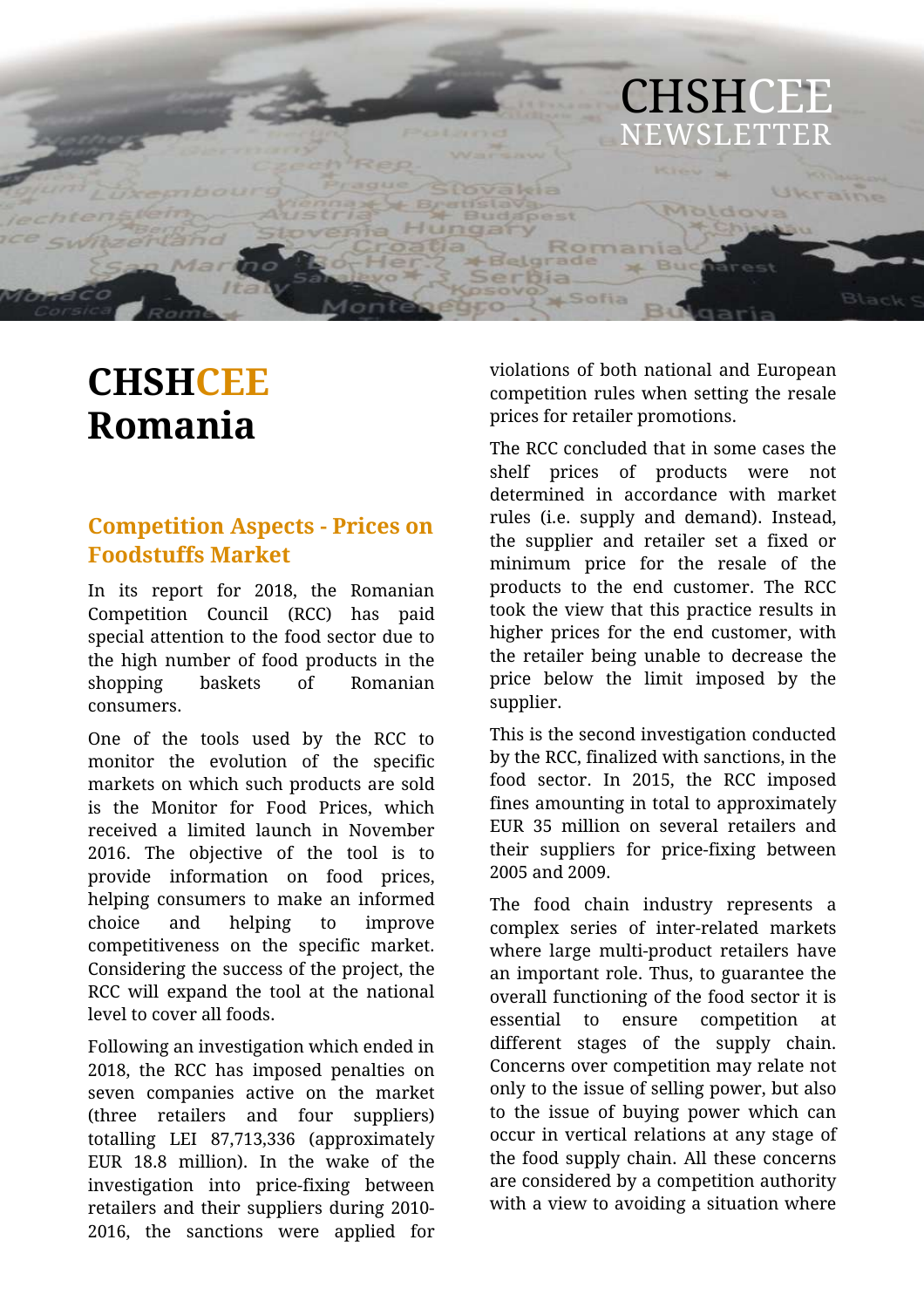# CHSHCEE Romania

## Competition Aspects - Prices on Foodstuffs Market

In its report for 2018, the Romanian Competition Council (RCC) has paid special attention to the food sector due to the high number of food products in the shopping baskets of Romanian consumers.

One of the tools used by the RCC to monitor the evolution of the specific markets on which such products are sold is the Monitor for Food Prices, which received a limited launch in November 2016. The objective of the tool is to provide information on food prices, helping consumers to make an informed choice and helping to improve competitiveness on the specific market. Considering the success of the project, the RCC will expand the tool at the national level to cover all foods.

Following an investigation which ended in 2018, the RCC has imposed penalties on seven companies active on the market (three retailers and four suppliers) totalling LEI 87,713,336 (approximately EUR 18.8 million). In the wake of the investigation into price-fixing between retailers and their suppliers during 2010-2016, the sanctions were applied for violations of both national and European competition rules when setting the resale prices for retailer promotions.

The RCC concluded that in some cases the shelf prices of products were not determined in accordance with market rules (i.e. supply and demand). Instead, the supplier and retailer set a fixed or minimum price for the resale of the products to the end customer. The RCC took the view that this practice results in higher prices for the end customer, with the retailer being unable to decrease the price below the limit imposed by the supplier.

This is the second investigation conducted by the RCC, finalized with sanctions, in the food sector. In 2015, the RCC imposed fines amounting in total to approximately EUR 35 million on several retailers and their suppliers for price-fixing between 2005 and 2009.

The food chain industry represents a complex series of inter-related markets where large multi-product retailers have an important role. Thus, to guarantee the overall functioning of the food sector it is essential to ensure competition at different stages of the supply chain. Concerns over competition may relate not only to the issue of selling power, but also to the issue of buying power which can occur in vertical relations at any stage of the food supply chain. All these concerns are considered by a competition authority with a view to avoiding a situation where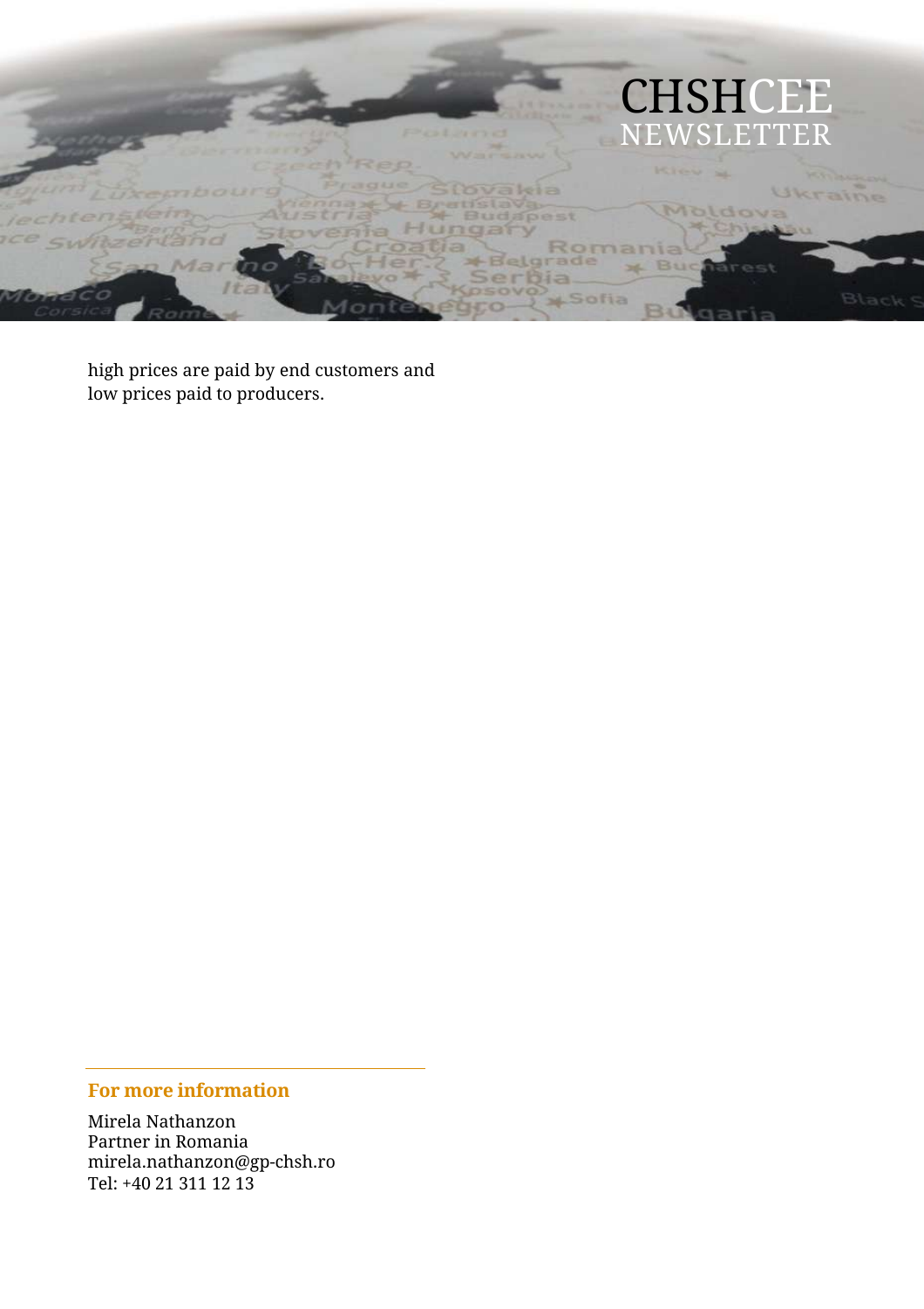high prices are paid by end customers and low prices paid to producers.

**For more information**

Mirela Nathanzon
Partner in Romania
mirela.nathanzon@gp-chsh.ro
Tel: +40 21 311 12 13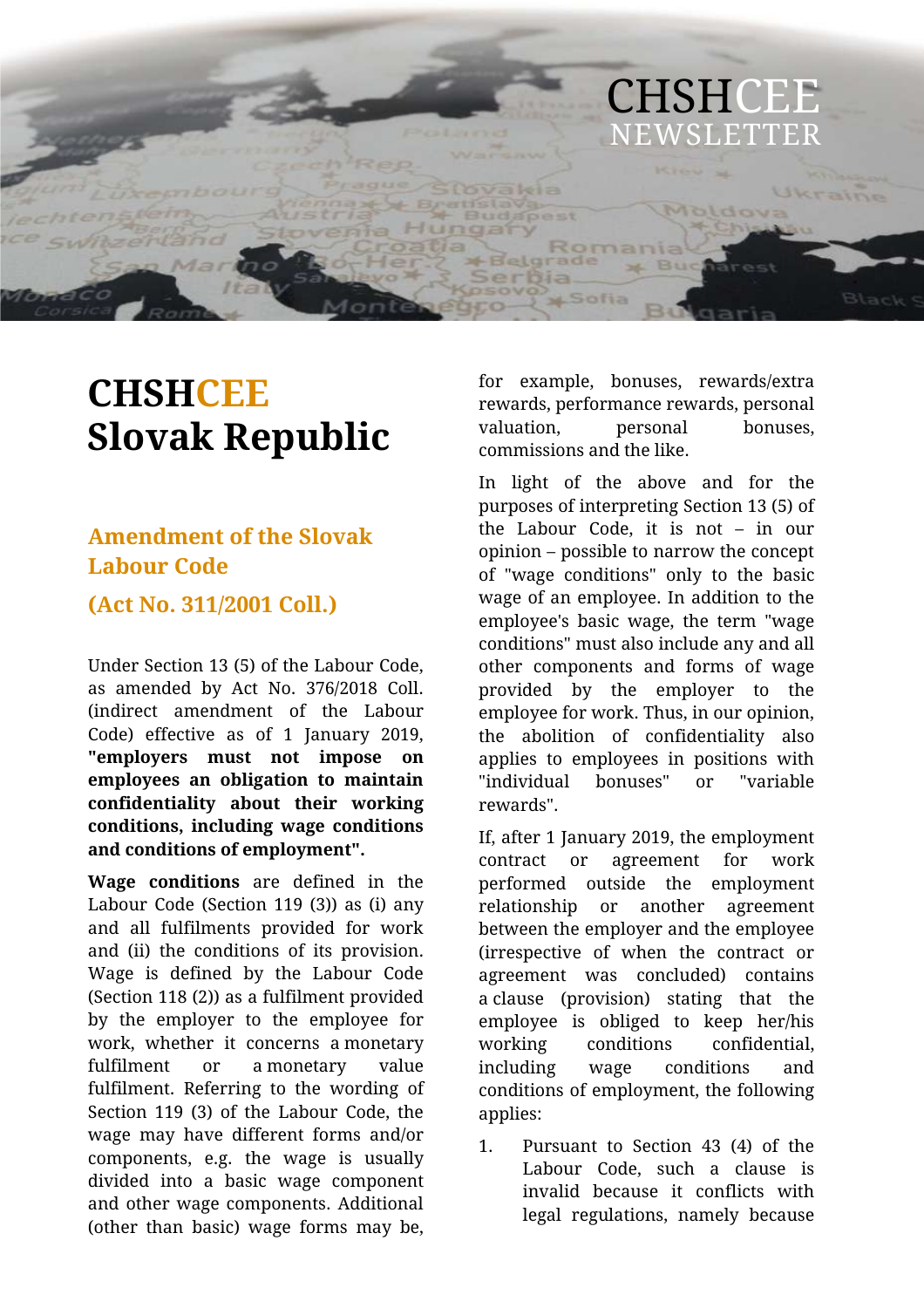# CHSHCEE Slovak Republic

## Amendment of the Slovak Labour Code

## (Act No. 311/2001 Coll.)

Under Section 13 (5) of the Labour Code, as amended by Act No. 376/2018 Coll. (indirect amendment of the Labour Code) effective as of 1 January 2019, **"employers must not impose on employees an obligation to maintain confidentiality about their working conditions, including wage conditions and conditions of employment".**

**Wage conditions** are defined in the Labour Code (Section 119 (3)) as (i) any and all fulfilments provided for work and (ii) the conditions of its provision. Wage is defined by the Labour Code (Section 118 (2)) as a fulfilment provided by the employer to the employee for work, whether it concerns a monetary fulfilment or a monetary value fulfilment. Referring to the wording of Section 119 (3) of the Labour Code, the wage may have different forms and/or components, e.g. the wage is usually divided into a basic wage component and other wage components. Additional (other than basic) wage forms may be, for example, bonuses, rewards/extra rewards, performance rewards, personal valuation, personal bonuses, commissions and the like.

In light of the above and for the purposes of interpreting Section 13 (5) of the Labour Code, it is not – in our opinion – possible to narrow the concept of "wage conditions" only to the basic wage of an employee. In addition to the employee's basic wage, the term "wage conditions" must also include any and all other components and forms of wage provided by the employer to the employee for work. Thus, in our opinion, the abolition of confidentiality also applies to employees in positions with "individual bonuses" or "variable rewards".

If, after 1 January 2019, the employment contract or agreement for work performed outside the employment relationship or another agreement between the employer and the employee (irrespective of when the contract or agreement was concluded) contains a clause (provision) stating that the employee is obliged to keep her/his working conditions confidential, including wage conditions and conditions of employment, the following applies:

1. Pursuant to Section 43 (4) of the Labour Code, such a clause is invalid because it conflicts with legal regulations, namely because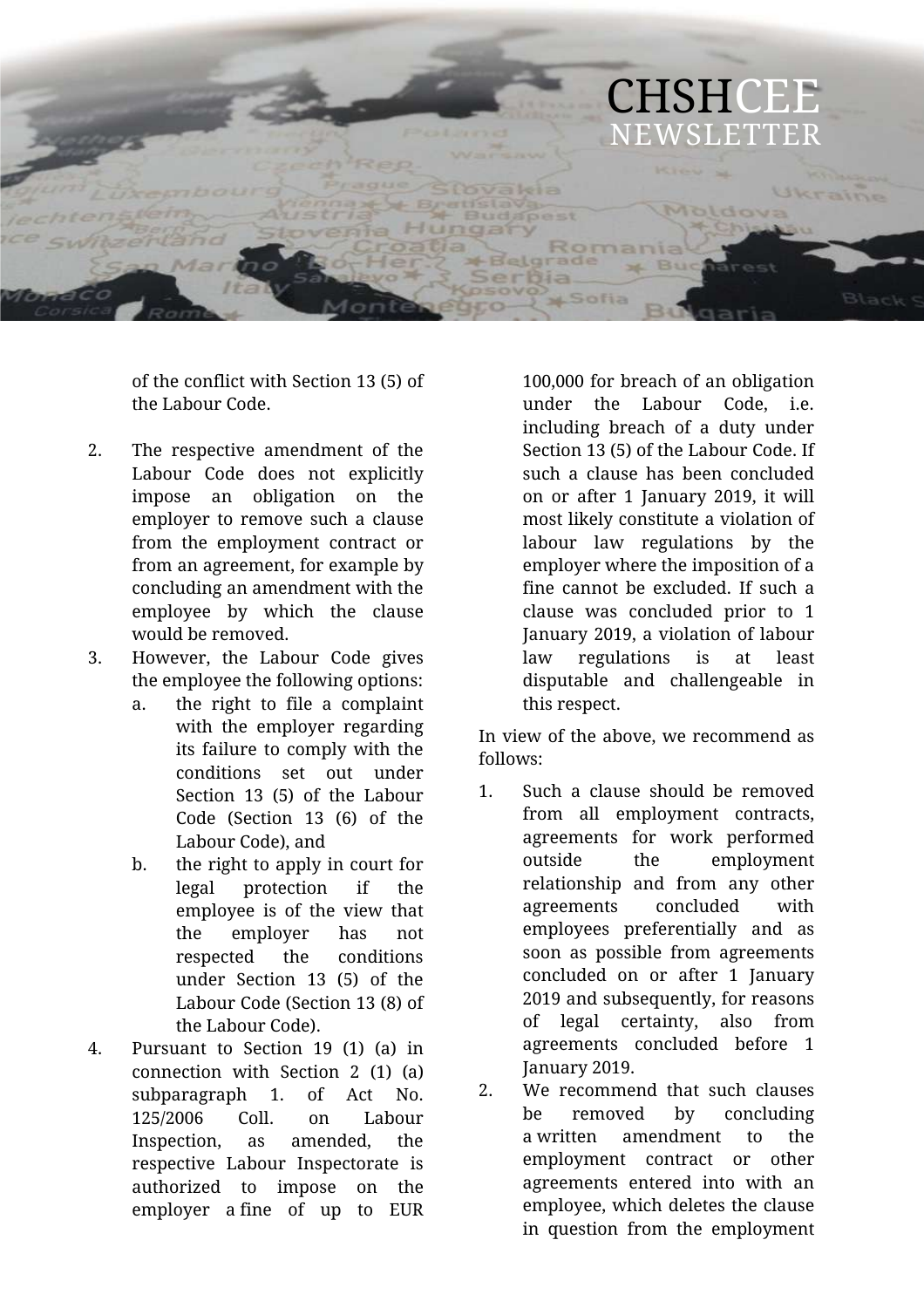of the conflict with Section 13 (5) of the Labour Code.

2. The respective amendment of the Labour Code does not explicitly impose an obligation on the employer to remove such a clause from the employment contract or from an agreement, for example by concluding an amendment with the employee by which the clause would be removed.
3. However, the Labour Code gives the employee the following options:
   a. the right to file a complaint with the employer regarding its failure to comply with the conditions set out under Section 13 (5) of the Labour Code (Section 13 (6) of the Labour Code), and
   b. the right to apply in court for legal protection if the employee is of the view that the employer has not respected the conditions under Section 13 (5) of the Labour Code (Section 13 (8) of the Labour Code).
4. Pursuant to Section 19 (1) (a) in connection with Section 2 (1) (a) subparagraph 1. of Act No. 125/2006 Coll. on Labour Inspection, as amended, the respective Labour Inspectorate is authorized to impose on the employer a fine of up to EUR 100,000 for breach of an obligation under the Labour Code, i.e. including breach of a duty under Section 13 (5) of the Labour Code. If such a clause has been concluded on or after 1 January 2019, it will most likely constitute a violation of labour law regulations by the employer where the imposition of a fine cannot be excluded. If such a clause was concluded prior to 1 January 2019, a violation of labour law regulations is at least disputable and challengeable in this respect.

In view of the above, we recommend as follows:

1. Such a clause should be removed from all employment contracts, agreements for work performed outside the employment relationship and from any other agreements concluded with employees preferentially and as soon as possible from agreements concluded on or after 1 January 2019 and subsequently, for reasons of legal certainty, also from agreements concluded before 1 January 2019.
2. We recommend that such clauses be removed by concluding a written amendment to the employment contract or other agreements entered into with an employee, which deletes the clause in question from the employment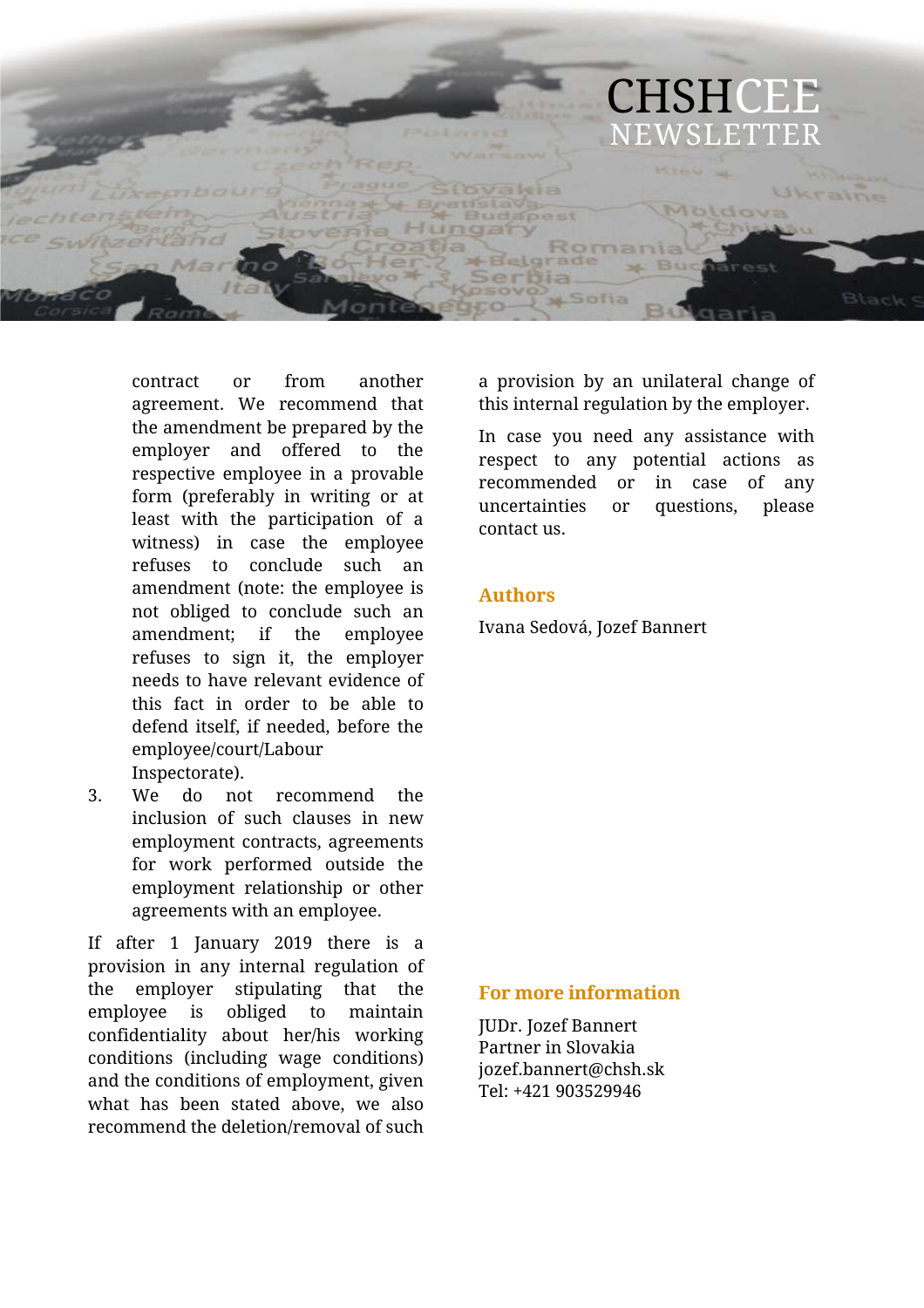contract or from another agreement. We recommend that the amendment be prepared by the employer and offered to the respective employee in a provable form (preferably in writing or at least with the participation of a witness) in case the employee refuses to conclude such an amendment (note: the employee is not obliged to conclude such an amendment; if the employee refuses to sign it, the employer needs to have relevant evidence of this fact in order to be able to defend itself, if needed, before the employee/court/Labour Inspectorate).

3. We do not recommend the inclusion of such clauses in new employment contracts, agreements for work performed outside the employment relationship or other agreements with an employee.

If after 1 January 2019 there is a provision in any internal regulation of the employer stipulating that the employee is obliged to maintain confidentiality about her/his working conditions (including wage conditions) and the conditions of employment, given what has been stated above, we also recommend the deletion/removal of such a provision by an unilateral change of this internal regulation by the employer.

In case you need any assistance with respect to any potential actions as recommended or in case of any uncertainties or questions, please contact us.

## Authors

Ivana Sedová, Jozef Bannert

## For more information

JUDr. Jozef Bannert
Partner in Slovakia
jozef.bannert@chsh.sk
Tel: +421 903529946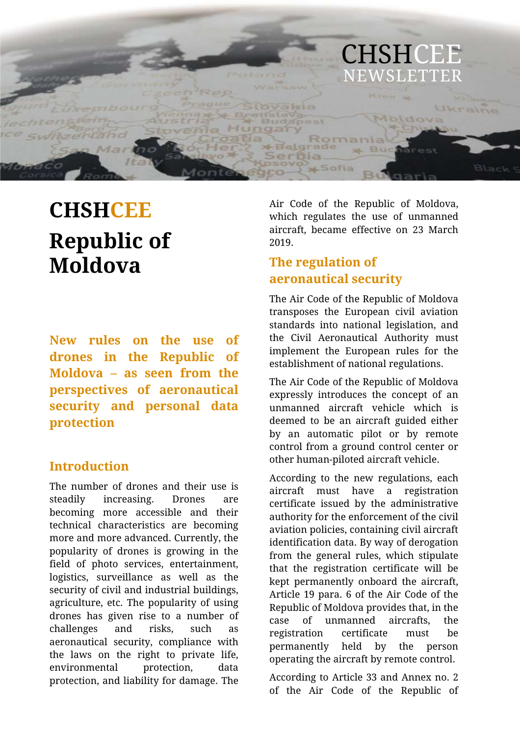# CHSHCEE

# Republic of Moldova

## New rules on the use of drones in the Republic of Moldova – as seen from the perspectives of aeronautical security and personal data protection

### Introduction

The number of drones and their use is steadily increasing. Drones are becoming more accessible and their technical characteristics are becoming more and more advanced. Currently, the popularity of drones is growing in the field of photo services, entertainment, logistics, surveillance as well as the security of civil and industrial buildings, agriculture, etc. The popularity of using drones has given rise to a number of challenges and risks, such as aeronautical security, compliance with the laws on the right to private life, environmental protection, data protection, and liability for damage. The Air Code of the Republic of Moldova, which regulates the use of unmanned aircraft, became effective on 23 March 2019.

### The regulation of aeronautical security

The Air Code of the Republic of Moldova transposes the European civil aviation standards into national legislation, and the Civil Aeronautical Authority must implement the European rules for the establishment of national regulations.

The Air Code of the Republic of Moldova expressly introduces the concept of an unmanned aircraft vehicle which is deemed to be an aircraft guided either by an automatic pilot or by remote control from a ground control center or other human-piloted aircraft vehicle.

According to the new regulations, each aircraft must have a registration certificate issued by the administrative authority for the enforcement of the civil aviation policies, containing civil aircraft identification data. By way of derogation from the general rules, which stipulate that the registration certificate will be kept permanently onboard the aircraft, Article 19 para. 6 of the Air Code of the Republic of Moldova provides that, in the case of unmanned aircrafts, the registration certificate must be permanently held by the person operating the aircraft by remote control.

According to Article 33 and Annex no. 2 of the Air Code of the Republic of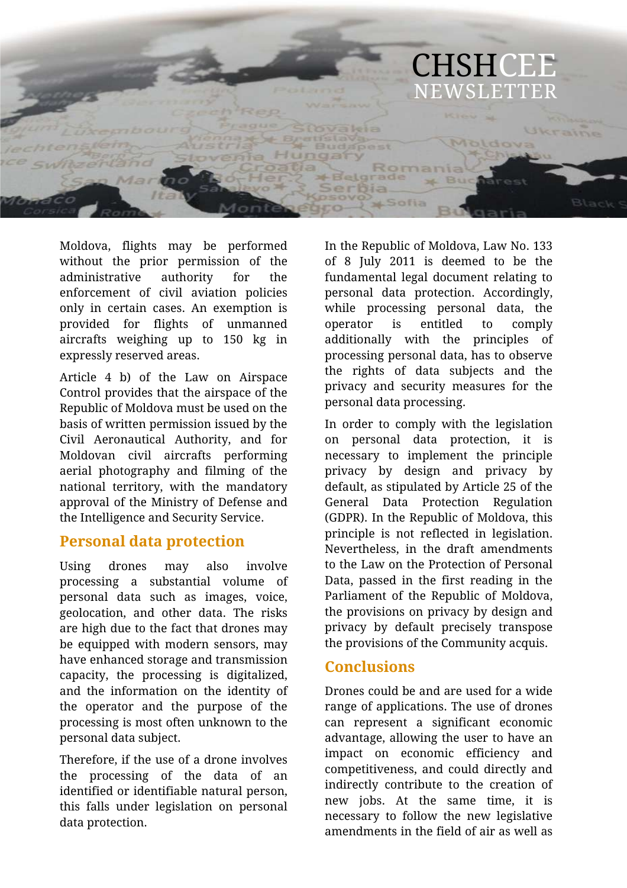Moldova, flights may be performed without the prior permission of the administrative authority for the enforcement of civil aviation policies only in certain cases. An exemption is provided for flights of unmanned aircrafts weighing up to 150 kg in expressly reserved areas.

Article 4 b) of the Law on Airspace Control provides that the airspace of the Republic of Moldova must be used on the basis of written permission issued by the Civil Aeronautical Authority, and for Moldovan civil aircrafts performing aerial photography and filming of the national territory, with the mandatory approval of the Ministry of Defense and the Intelligence and Security Service.

## Personal data protection

Using drones may also involve processing a substantial volume of personal data such as images, voice, geolocation, and other data. The risks are high due to the fact that drones may be equipped with modern sensors, may have enhanced storage and transmission capacity, the processing is digitalized, and the information on the identity of the operator and the purpose of the processing is most often unknown to the personal data subject.

Therefore, if the use of a drone involves the processing of the data of an identified or identifiable natural person, this falls under legislation on personal data protection.

In the Republic of Moldova, Law No. 133 of 8 July 2011 is deemed to be the fundamental legal document relating to personal data protection. Accordingly, while processing personal data, the operator is entitled to comply additionally with the principles of processing personal data, has to observe the rights of data subjects and the privacy and security measures for the personal data processing.

In order to comply with the legislation on personal data protection, it is necessary to implement the principle privacy by design and privacy by default, as stipulated by Article 25 of the General Data Protection Regulation (GDPR). In the Republic of Moldova, this principle is not reflected in legislation. Nevertheless, in the draft amendments to the Law on the Protection of Personal Data, passed in the first reading in the Parliament of the Republic of Moldova, the provisions on privacy by design and privacy by default precisely transpose the provisions of the Community acquis.

## Conclusions

Drones could be and are used for a wide range of applications. The use of drones can represent a significant economic advantage, allowing the user to have an impact on economic efficiency and competitiveness, and could directly and indirectly contribute to the creation of new jobs. At the same time, it is necessary to follow the new legislative amendments in the field of air as well as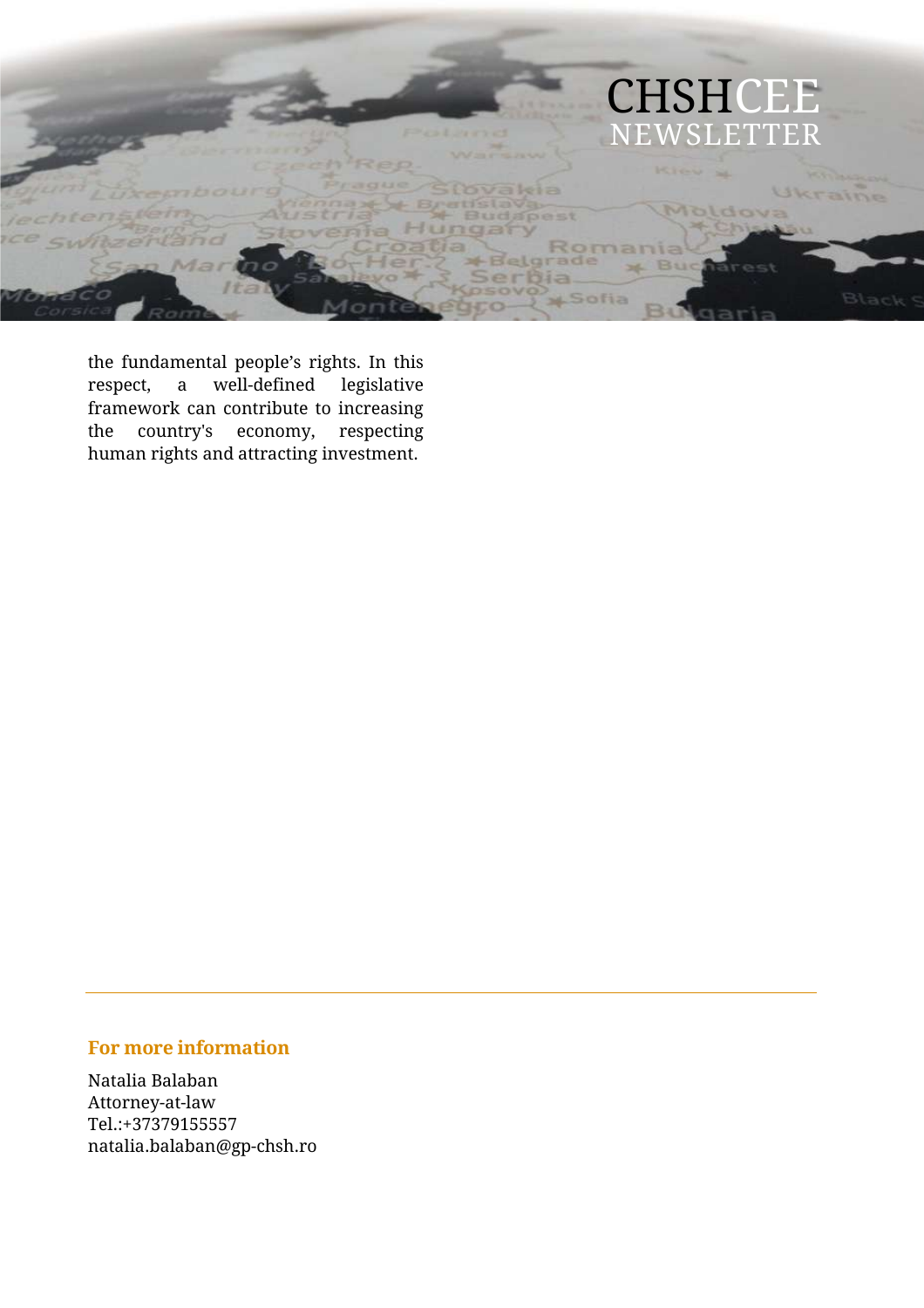the fundamental people's rights. In this respect, a well-defined legislative framework can contribute to increasing the country's economy, respecting human rights and attracting investment.

---

**For more information**

Natalia Balaban
Attorney-at-law
Tel.:+37379155557
natalia.balaban@gp-chsh.ro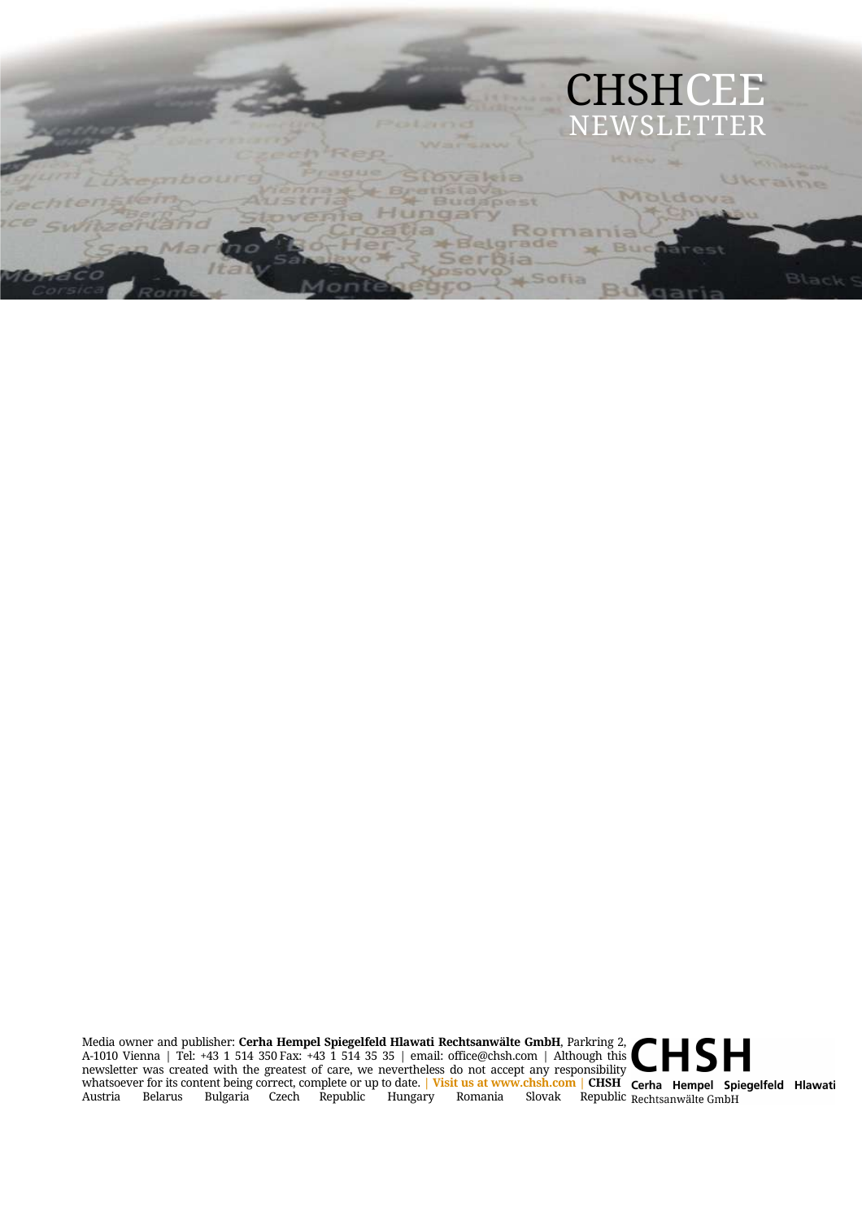CHSHCEE
NEWSLETTER

Media owner and publisher: **Cerha Hempel Spiegelfeld Hlawati Rechtsanwälte GmbH**, Parkring 2, A-1010 Vienna | Tel: +43 1 514 350 Fax: +43 1 514 35 35 | email: office@chsh.com | Although this newsletter was created with the greatest of care, we nevertheless do not accept any responsibility whatsoever for its content being correct, complete or up to date. | **Visit us at www.chsh.com** | **CHSH** Austria Belarus Bulgaria Czech Republic Hungary Romania Slovak Republic

**CHSH**
**Cerha Hempel Spiegelfeld Hlawati**
Rechtsanwälte GmbH